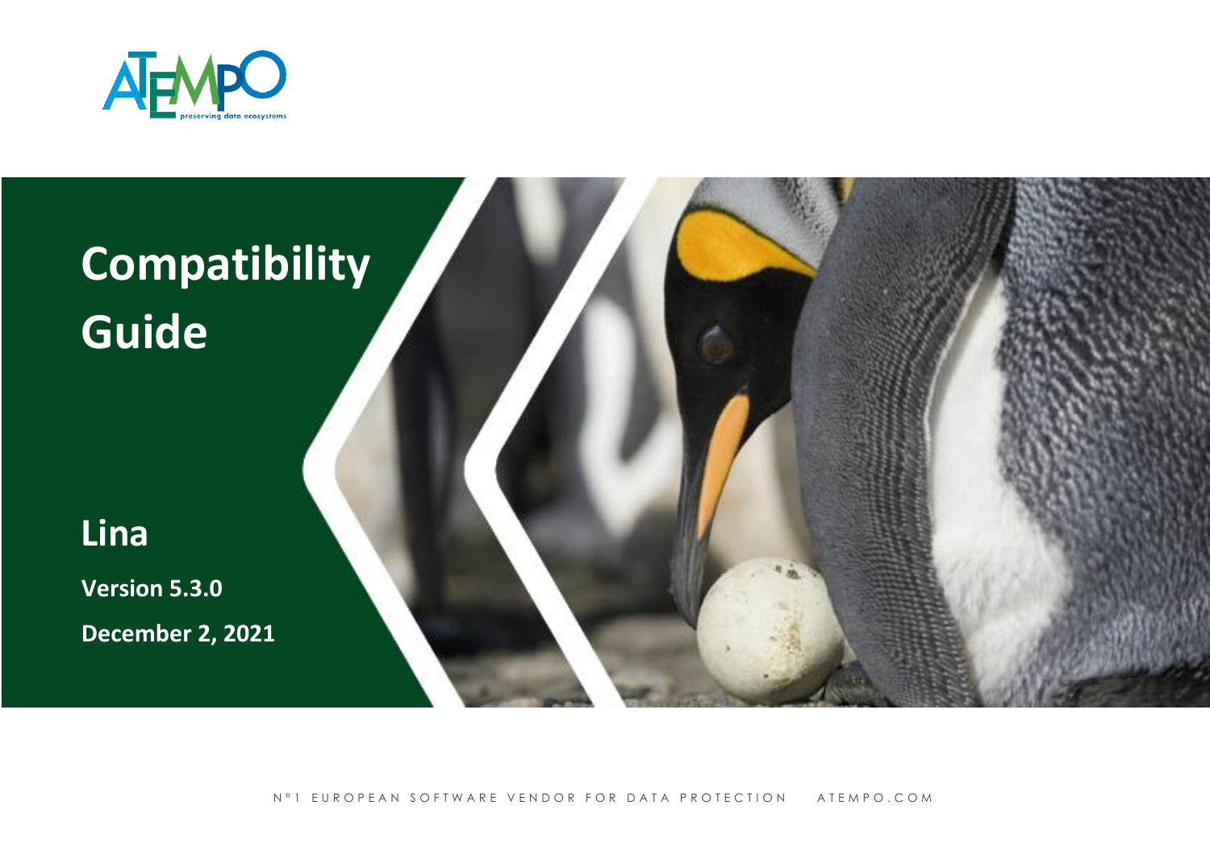# Compatibility Guide

## Lina

**Version 5.3.0**

**December 2, 2021**

N°1 EUROPEAN SOFTWARE VENDOR FOR DATA PROTECTION ATEMPO.COM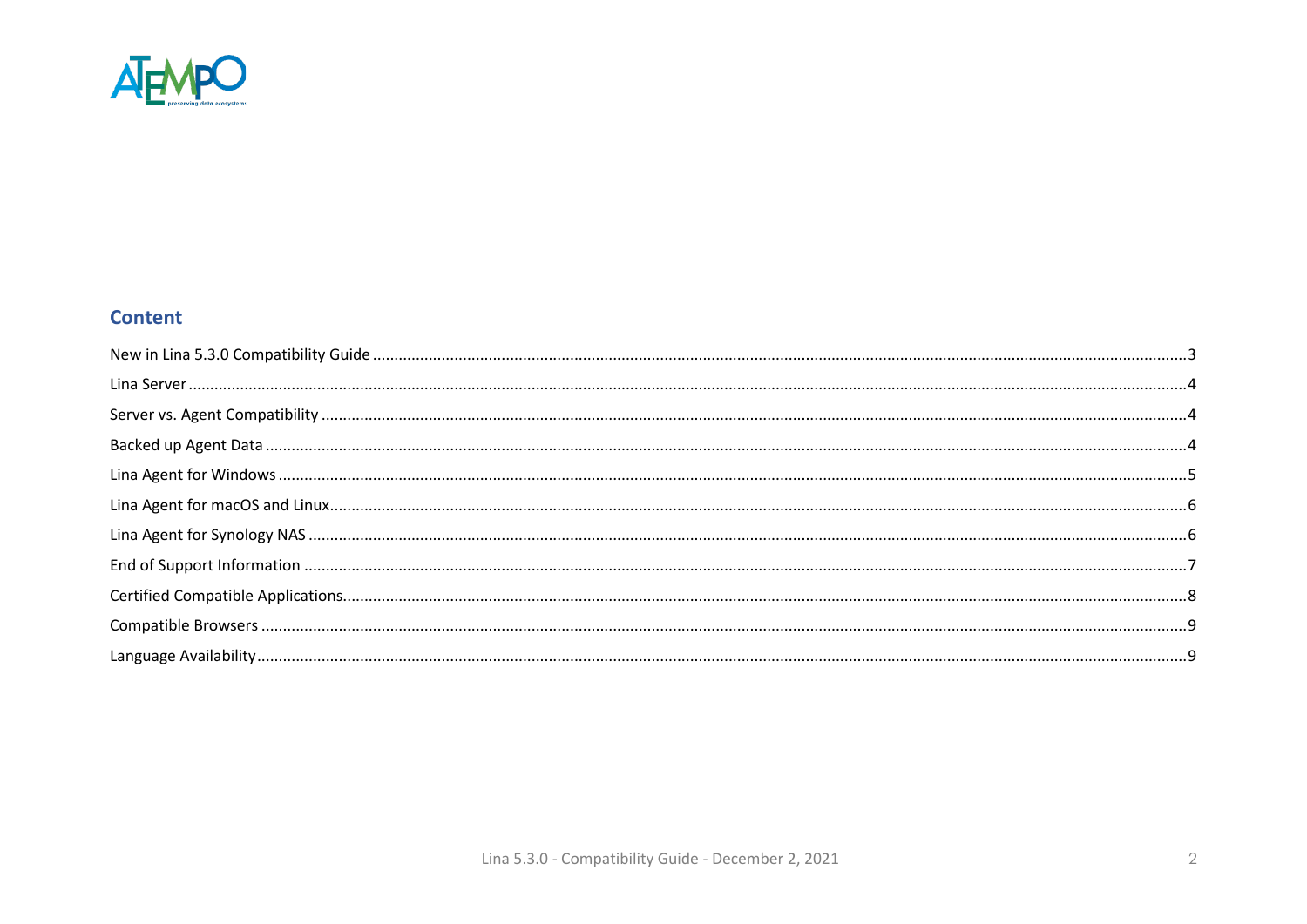## Content

New in Lina 5.3.0 Compatibility Guide ....................................................................................................................................................3
Lina Server .............................................................................................................................................................................................4
Server vs. Agent Compatibility .................................................................................................................................................................4
Backed up Agent Data ..............................................................................................................................................................................4
Lina Agent for Windows ...........................................................................................................................................................................5
Lina Agent for macOS and Linux................................................................................................................................................................6
Lina Agent for Synology NAS ....................................................................................................................................................................6
End of Support Information .....................................................................................................................................................................7
Certified Compatible Applications.............................................................................................................................................................8
Compatible Browsers ...............................................................................................................................................................................9
Language Availability................................................................................................................................................................................9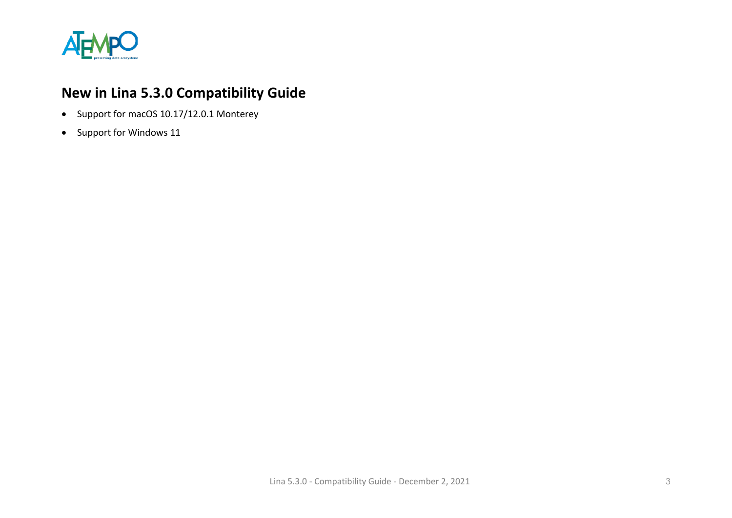## New in Lina 5.3.0 Compatibility Guide

- Support for macOS 10.17/12.0.1 Monterey
- Support for Windows 11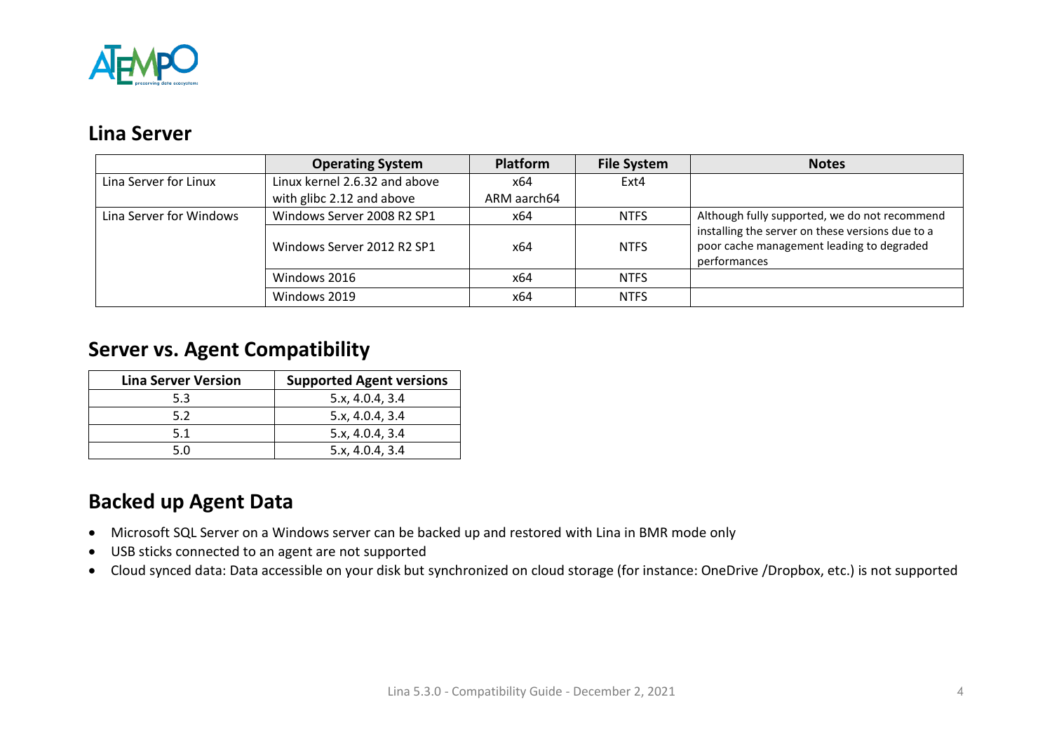## Lina Server

| | Operating System | Platform | File System | Notes |
|---|---|---|---|---|
| Lina Server for Linux | Linux kernel 2.6.32 and above with glibc 2.12 and above | x64<br>ARM aarch64 | Ext4 | |
| Lina Server for Windows | Windows Server 2008 R2 SP1 | x64 | NTFS | Although fully supported, we do not recommend installing the server on these versions due to a poor cache management leading to degraded performances |
| | Windows Server 2012 R2 SP1 | x64 | NTFS | |
| | Windows 2016 | x64 | NTFS | |
| | Windows 2019 | x64 | NTFS | |

## Server vs. Agent Compatibility

| Lina Server Version | Supported Agent versions |
|---|---|
| 5.3 | 5.x, 4.0.4, 3.4 |
| 5.2 | 5.x, 4.0.4, 3.4 |
| 5.1 | 5.x, 4.0.4, 3.4 |
| 5.0 | 5.x, 4.0.4, 3.4 |

## Backed up Agent Data

- Microsoft SQL Server on a Windows server can be backed up and restored with Lina in BMR mode only
- USB sticks connected to an agent are not supported
- Cloud synced data: Data accessible on your disk but synchronized on cloud storage (for instance: OneDrive /Dropbox, etc.) is not supported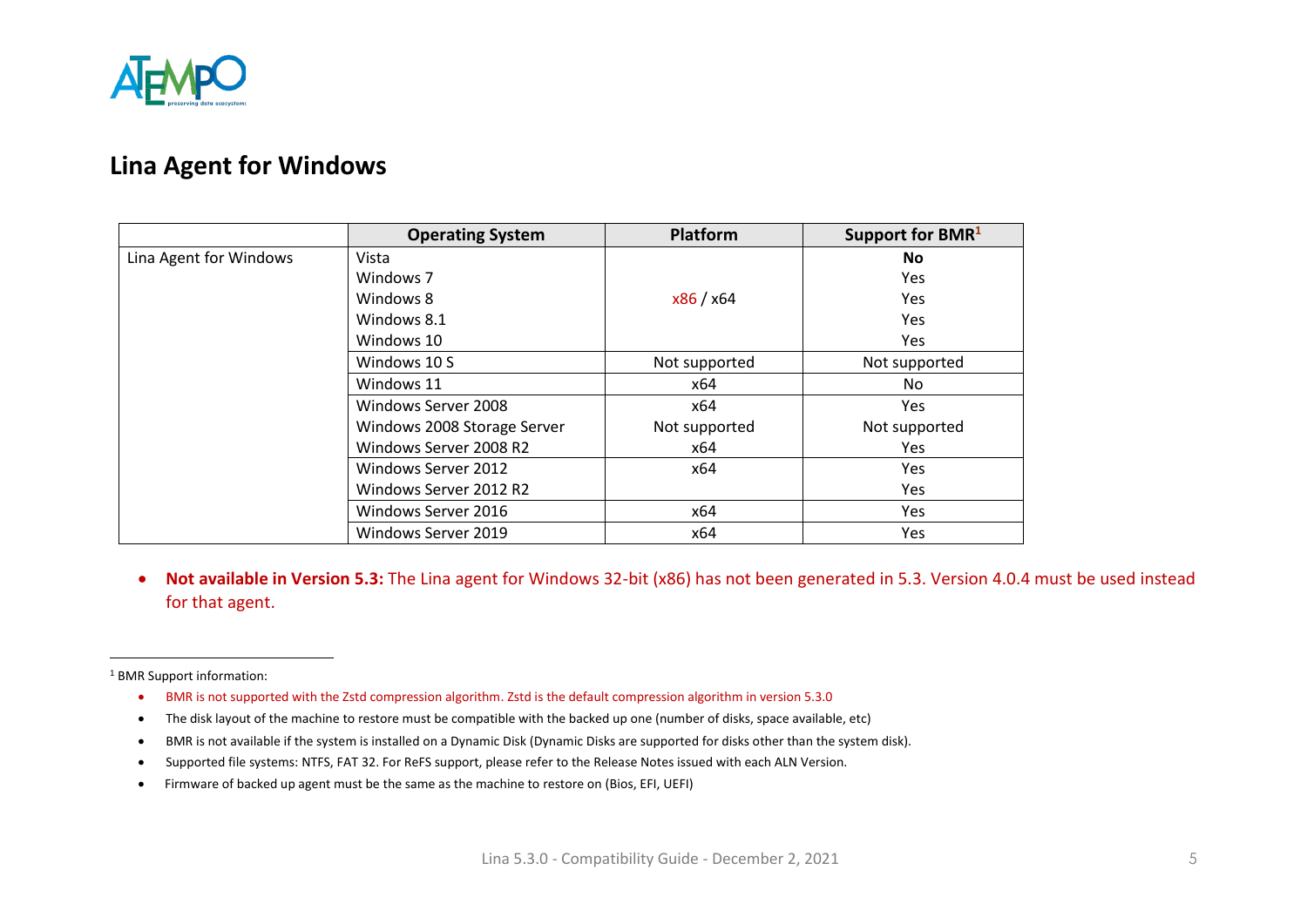## Lina Agent for Windows

| | Operating System | Platform | Support for BMR[1] |
|---|---|---|---|
| Lina Agent for Windows | Vista | | **No** |
| | Windows 7 | | Yes |
| | Windows 8 | x86 / x64 | Yes |
| | Windows 8.1 | | Yes |
| | Windows 10 | | Yes |
| | Windows 10 S | Not supported | Not supported |
| | Windows 11 | x64 | No |
| | Windows Server 2008 | x64 | Yes |
| | Windows 2008 Storage Server | Not supported | Not supported |
| | Windows Server 2008 R2 | x64 | Yes |
| | Windows Server 2012 | x64 | Yes |
| | Windows Server 2012 R2 | | Yes |
| | Windows Server 2016 | x64 | Yes |
| | Windows Server 2019 | x64 | Yes |

- **Not available in Version 5.3:** The Lina agent for Windows 32-bit (x86) has not been generated in 5.3. Version 4.0.4 must be used instead for that agent.

---

[1] BMR Support information:

- BMR is not supported with the Zstd compression algorithm. Zstd is the default compression algorithm in version 5.3.0
- The disk layout of the machine to restore must be compatible with the backed up one (number of disks, space available, etc)
- BMR is not available if the system is installed on a Dynamic Disk (Dynamic Disks are supported for disks other than the system disk).
- Supported file systems: NTFS, FAT 32. For ReFS support, please refer to the Release Notes issued with each ALN Version.
- Firmware of backed up agent must be the same as the machine to restore on (Bios, EFI, UEFI)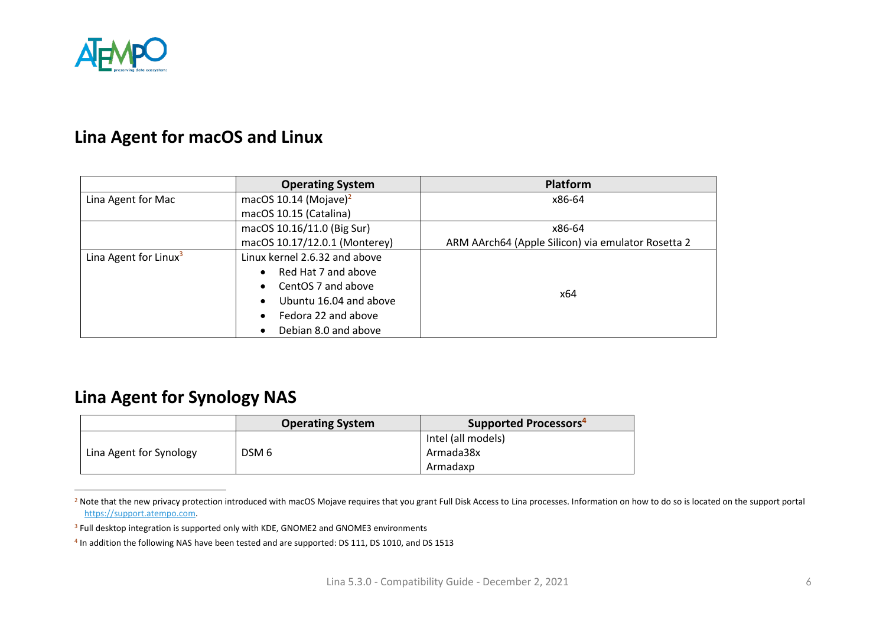## Lina Agent for macOS and Linux

| | Operating System | Platform |
|---|---|---|
| Lina Agent for Mac | macOS 10.14 (Mojave)[2]<br>macOS 10.15 (Catalina) | x86-64 |
| | macOS 10.16/11.0 (Big Sur)<br>macOS 10.17/12.0.1 (Monterey) | x86-64<br>ARM AArch64 (Apple Silicon) via emulator Rosetta 2 |
| Lina Agent for Linux[3] | Linux kernel 2.6.32 and above<br>• Red Hat 7 and above<br>• CentOS 7 and above<br>• Ubuntu 16.04 and above<br>• Fedora 22 and above<br>• Debian 8.0 and above | x64 |

## Lina Agent for Synology NAS

| | Operating System | Supported Processors[4] |
|---|---|---|
| Lina Agent for Synology | DSM 6 | Intel (all models)<br>Armada38x<br>Armadaxp |

[2] Note that the new privacy protection introduced with macOS Mojave requires that you grant Full Disk Access to Lina processes. Information on how to do so is located on the support portal https://support.atempo.com.

[3] Full desktop integration is supported only with KDE, GNOME2 and GNOME3 environments

[4] In addition the following NAS have been tested and are supported: DS 111, DS 1010, and DS 1513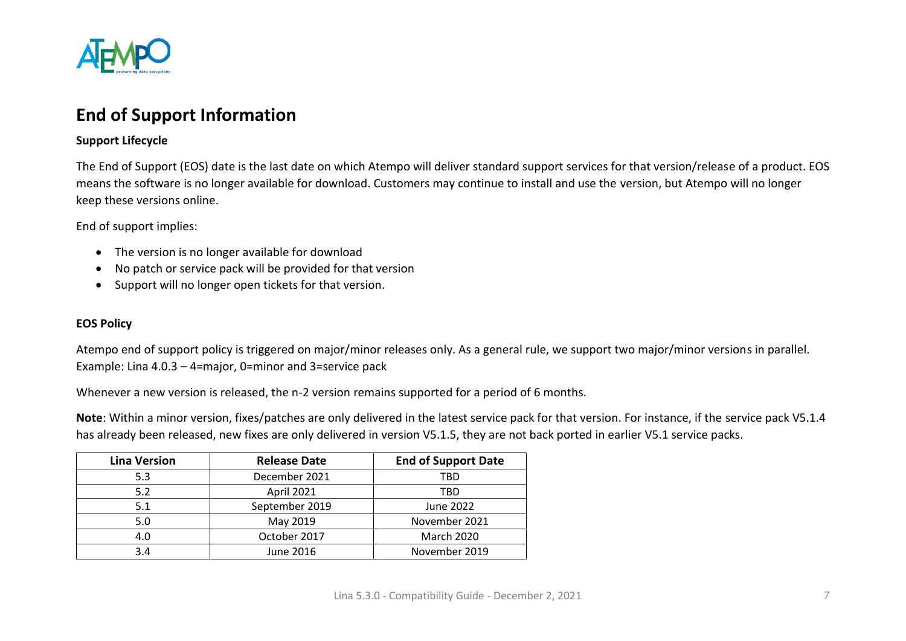# End of Support Information

### Support Lifecycle

The End of Support (EOS) date is the last date on which Atempo will deliver standard support services for that version/release of a product. EOS means the software is no longer available for download. Customers may continue to install and use the version, but Atempo will no longer keep these versions online.

End of support implies:

- The version is no longer available for download
- No patch or service pack will be provided for that version
- Support will no longer open tickets for that version.

### EOS Policy

Atempo end of support policy is triggered on major/minor releases only. As a general rule, we support two major/minor versions in parallel. Example: Lina 4.0.3 – 4=major, 0=minor and 3=service pack

Whenever a new version is released, the n-2 version remains supported for a period of 6 months.

**Note**: Within a minor version, fixes/patches are only delivered in the latest service pack for that version. For instance, if the service pack V5.1.4 has already been released, new fixes are only delivered in version V5.1.5, they are not back ported in earlier V5.1 service packs.

| Lina Version | Release Date | End of Support Date |
|---|---|---|
| 5.3 | December 2021 | TBD |
| 5.2 | April 2021 | TBD |
| 5.1 | September 2019 | June 2022 |
| 5.0 | May 2019 | November 2021 |
| 4.0 | October 2017 | March 2020 |
| 3.4 | June 2016 | November 2019 |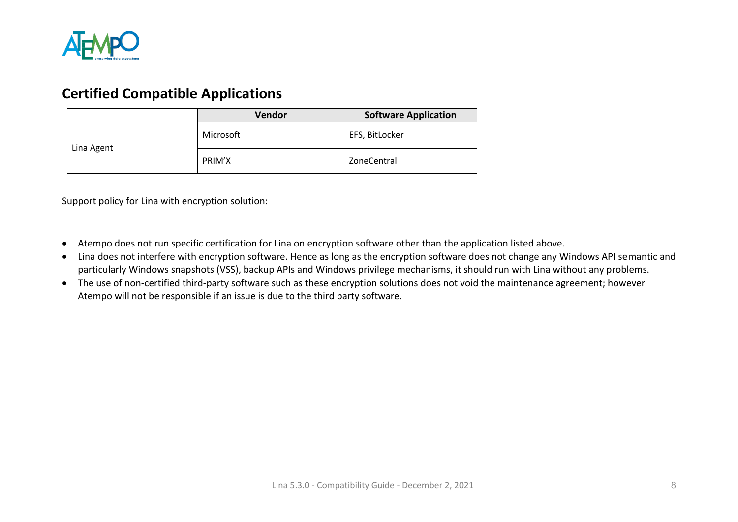## Certified Compatible Applications

| | Vendor | Software Application |
|---|---|---|
| Lina Agent | Microsoft | EFS, BitLocker |
| | PRIM'X | ZoneCentral |

Support policy for Lina with encryption solution:

- Atempo does not run specific certification for Lina on encryption software other than the application listed above.
- Lina does not interfere with encryption software. Hence as long as the encryption software does not change any Windows API semantic and particularly Windows snapshots (VSS), backup APIs and Windows privilege mechanisms, it should run with Lina without any problems.
- The use of non-certified third-party software such as these encryption solutions does not void the maintenance agreement; however Atempo will not be responsible if an issue is due to the third party software.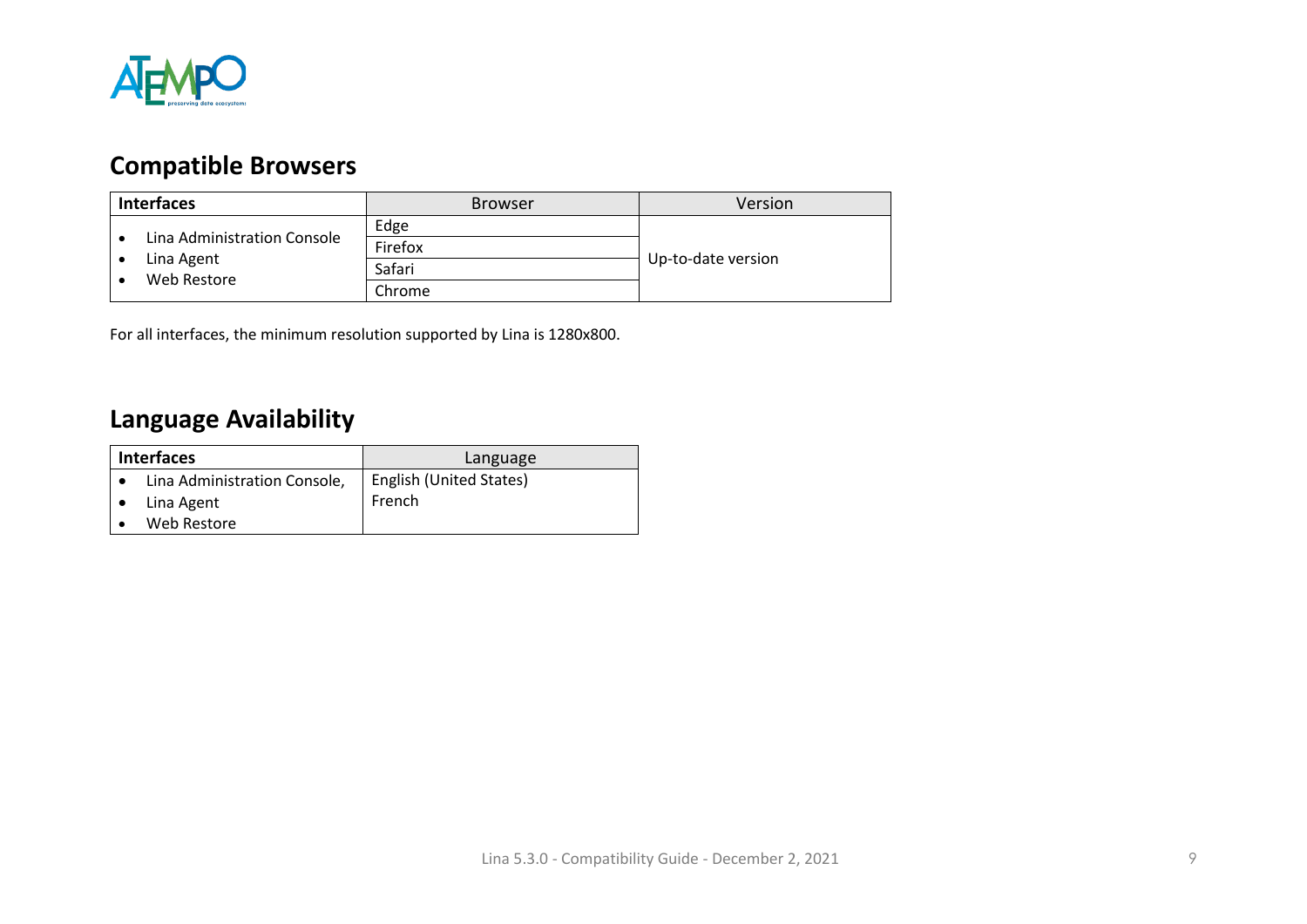## Compatible Browsers

| Interfaces | Browser | Version |
| --- | --- | --- |
| • Lina Administration Console<br>• Lina Agent<br>• Web Restore | Edge | Up-to-date version |
| | Firefox | |
| | Safari | |
| | Chrome | |

For all interfaces, the minimum resolution supported by Lina is 1280x800.

## Language Availability

| Interfaces | Language |
| --- | --- |
| • Lina Administration Console,<br>• Lina Agent<br>• Web Restore | English (United States)<br>French |